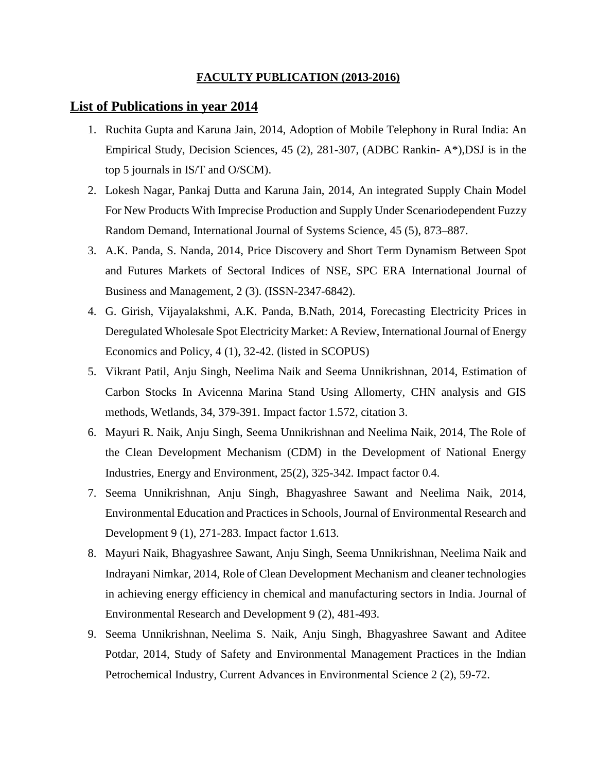**FACULTY PUBLICATION (2013-2016)**

## List of Publications in year 2014

1. Ruchita Gupta and Karuna Jain, 2014, Adoption of Mobile Telephony in Rural India: An Empirical Study, Decision Sciences, 45 (2), 281-307, (ADBC Rankin- A*),DSJ is in the top 5 journals in IS/T and O/SCM).
2. Lokesh Nagar, Pankaj Dutta and Karuna Jain, 2014, An integrated Supply Chain Model For New Products With Imprecise Production and Supply Under Scenariodependent Fuzzy Random Demand, International Journal of Systems Science, 45 (5), 873–887.
3. A.K. Panda, S. Nanda, 2014, Price Discovery and Short Term Dynamism Between Spot and Futures Markets of Sectoral Indices of NSE, SPC ERA International Journal of Business and Management, 2 (3). (ISSN-2347-6842).
4. G. Girish, Vijayalakshmi, A.K. Panda, B.Nath, 2014, Forecasting Electricity Prices in Deregulated Wholesale Spot Electricity Market: A Review, International Journal of Energy Economics and Policy, 4 (1), 32-42. (listed in SCOPUS)
5. Vikrant Patil, Anju Singh, Neelima Naik and Seema Unnikrishnan, 2014, Estimation of Carbon Stocks In Avicenna Marina Stand Using Allomerty, CHN analysis and GIS methods, Wetlands, 34, 379-391. Impact factor 1.572, citation 3.
6. Mayuri R. Naik, Anju Singh, Seema Unnikrishnan and Neelima Naik, 2014, The Role of the Clean Development Mechanism (CDM) in the Development of National Energy Industries, Energy and Environment, 25(2), 325-342. Impact factor 0.4.
7. Seema Unnikrishnan, Anju Singh, Bhagyashree Sawant and Neelima Naik, 2014, Environmental Education and Practices in Schools, Journal of Environmental Research and Development 9 (1), 271-283. Impact factor 1.613.
8. Mayuri Naik, Bhagyashree Sawant, Anju Singh, Seema Unnikrishnan, Neelima Naik and Indrayani Nimkar, 2014, Role of Clean Development Mechanism and cleaner technologies in achieving energy efficiency in chemical and manufacturing sectors in India. Journal of Environmental Research and Development 9 (2), 481-493.
9. Seema Unnikrishnan, Neelima S. Naik, Anju Singh, Bhagyashree Sawant and Aditee Potdar, 2014, Study of Safety and Environmental Management Practices in the Indian Petrochemical Industry, Current Advances in Environmental Science 2 (2), 59-72.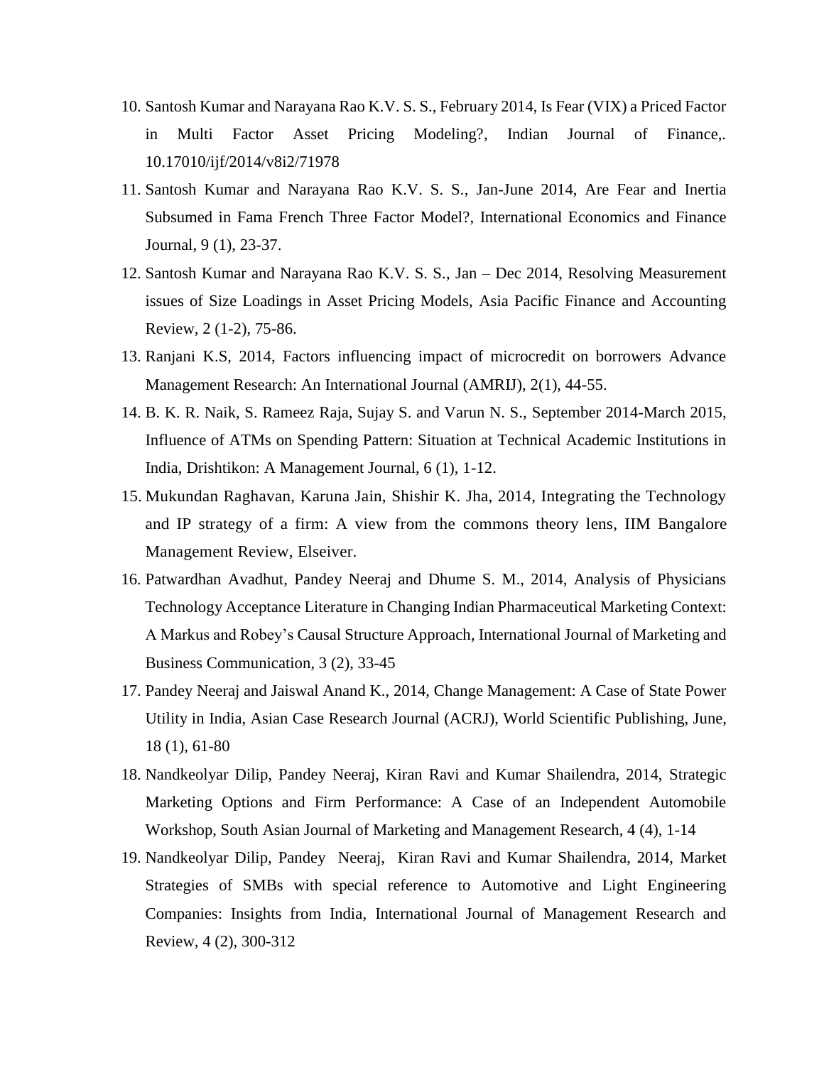10. Santosh Kumar and Narayana Rao K.V. S. S., February 2014, Is Fear (VIX) a Priced Factor in Multi Factor Asset Pricing Modeling?, Indian Journal of Finance,. 10.17010/ijf/2014/v8i2/71978
11. Santosh Kumar and Narayana Rao K.V. S. S., Jan-June 2014, Are Fear and Inertia Subsumed in Fama French Three Factor Model?, International Economics and Finance Journal, 9 (1), 23-37.
12. Santosh Kumar and Narayana Rao K.V. S. S., Jan – Dec 2014, Resolving Measurement issues of Size Loadings in Asset Pricing Models, Asia Pacific Finance and Accounting Review, 2 (1-2), 75-86.
13. Ranjani K.S, 2014, Factors influencing impact of microcredit on borrowers Advance Management Research: An International Journal (AMRIJ), 2(1), 44-55.
14. B. K. R. Naik, S. Rameez Raja, Sujay S. and Varun N. S., September 2014-March 2015, Influence of ATMs on Spending Pattern: Situation at Technical Academic Institutions in India, Drishtikon: A Management Journal, 6 (1), 1-12.
15. Mukundan Raghavan, Karuna Jain, Shishir K. Jha, 2014, Integrating the Technology and IP strategy of a firm: A view from the commons theory lens, IIM Bangalore Management Review, Elseiver.
16. Patwardhan Avadhut, Pandey Neeraj and Dhume S. M., 2014, Analysis of Physicians Technology Acceptance Literature in Changing Indian Pharmaceutical Marketing Context: A Markus and Robey's Causal Structure Approach, International Journal of Marketing and Business Communication, 3 (2), 33-45
17. Pandey Neeraj and Jaiswal Anand K., 2014, Change Management: A Case of State Power Utility in India, Asian Case Research Journal (ACRJ), World Scientific Publishing, June, 18 (1), 61-80
18. Nandkeolyar Dilip, Pandey Neeraj, Kiran Ravi and Kumar Shailendra, 2014, Strategic Marketing Options and Firm Performance: A Case of an Independent Automobile Workshop, South Asian Journal of Marketing and Management Research, 4 (4), 1-14
19. Nandkeolyar Dilip, Pandey Neeraj, Kiran Ravi and Kumar Shailendra, 2014, Market Strategies of SMBs with special reference to Automotive and Light Engineering Companies: Insights from India, International Journal of Management Research and Review, 4 (2), 300-312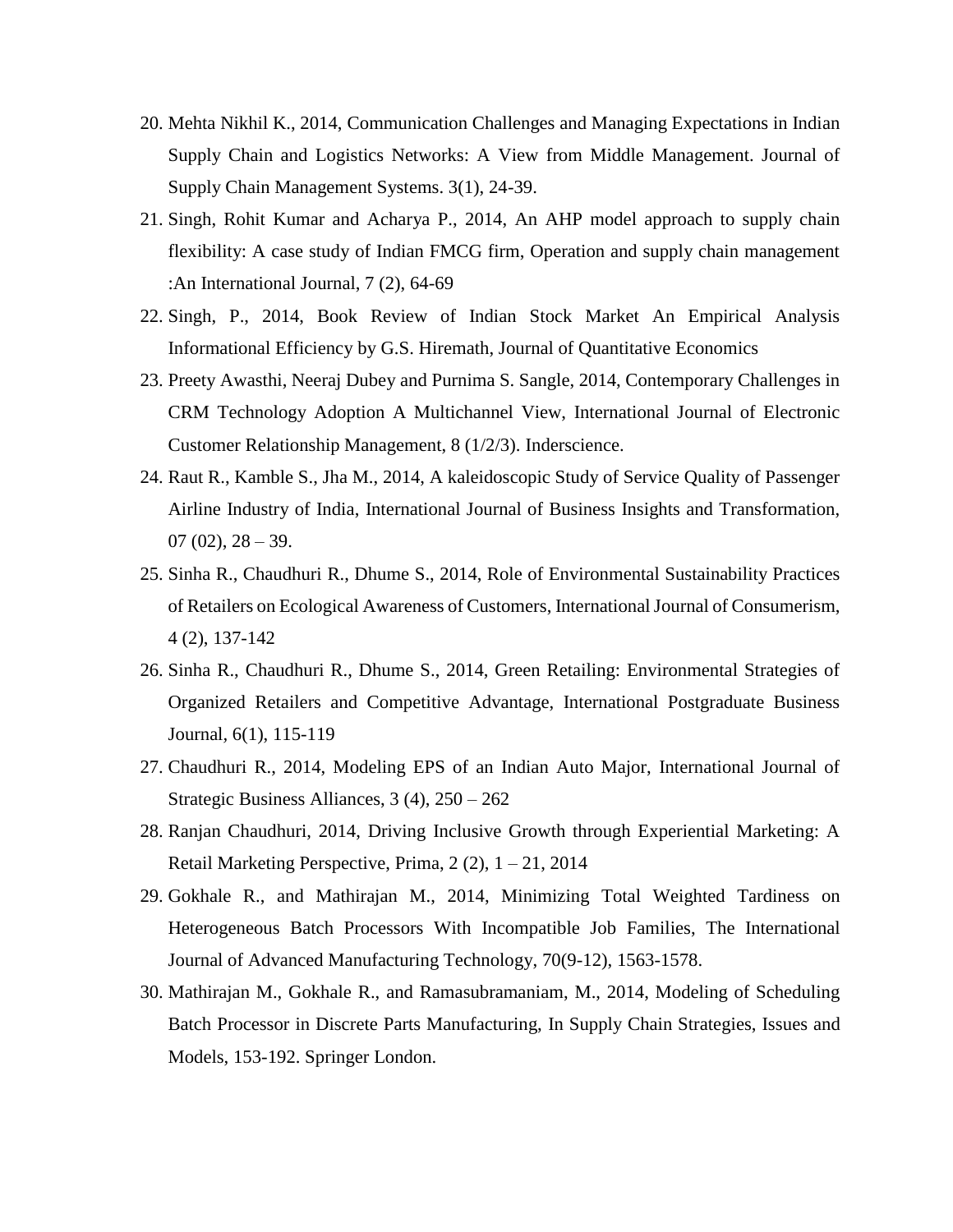20. Mehta Nikhil K., 2014, Communication Challenges and Managing Expectations in Indian Supply Chain and Logistics Networks: A View from Middle Management. Journal of Supply Chain Management Systems. 3(1), 24-39.
21. Singh, Rohit Kumar and Acharya P., 2014, An AHP model approach to supply chain flexibility: A case study of Indian FMCG firm, Operation and supply chain management :An International Journal, 7 (2), 64-69
22. Singh, P., 2014, Book Review of Indian Stock Market An Empirical Analysis Informational Efficiency by G.S. Hiremath, Journal of Quantitative Economics
23. Preety Awasthi, Neeraj Dubey and Purnima S. Sangle, 2014, Contemporary Challenges in CRM Technology Adoption A Multichannel View, International Journal of Electronic Customer Relationship Management, 8 (1/2/3). Inderscience.
24. Raut R., Kamble S., Jha M., 2014, A kaleidoscopic Study of Service Quality of Passenger Airline Industry of India, International Journal of Business Insights and Transformation, 07 (02), 28 – 39.
25. Sinha R., Chaudhuri R., Dhume S., 2014, Role of Environmental Sustainability Practices of Retailers on Ecological Awareness of Customers, International Journal of Consumerism, 4 (2), 137-142
26. Sinha R., Chaudhuri R., Dhume S., 2014, Green Retailing: Environmental Strategies of Organized Retailers and Competitive Advantage, International Postgraduate Business Journal, 6(1), 115-119
27. Chaudhuri R., 2014, Modeling EPS of an Indian Auto Major, International Journal of Strategic Business Alliances, 3 (4), 250 – 262
28. Ranjan Chaudhuri, 2014, Driving Inclusive Growth through Experiential Marketing: A Retail Marketing Perspective, Prima, 2 (2), 1 – 21, 2014
29. Gokhale R., and Mathirajan M., 2014, Minimizing Total Weighted Tardiness on Heterogeneous Batch Processors With Incompatible Job Families, The International Journal of Advanced Manufacturing Technology, 70(9-12), 1563-1578.
30. Mathirajan M., Gokhale R., and Ramasubramaniam, M., 2014, Modeling of Scheduling Batch Processor in Discrete Parts Manufacturing, In Supply Chain Strategies, Issues and Models, 153-192. Springer London.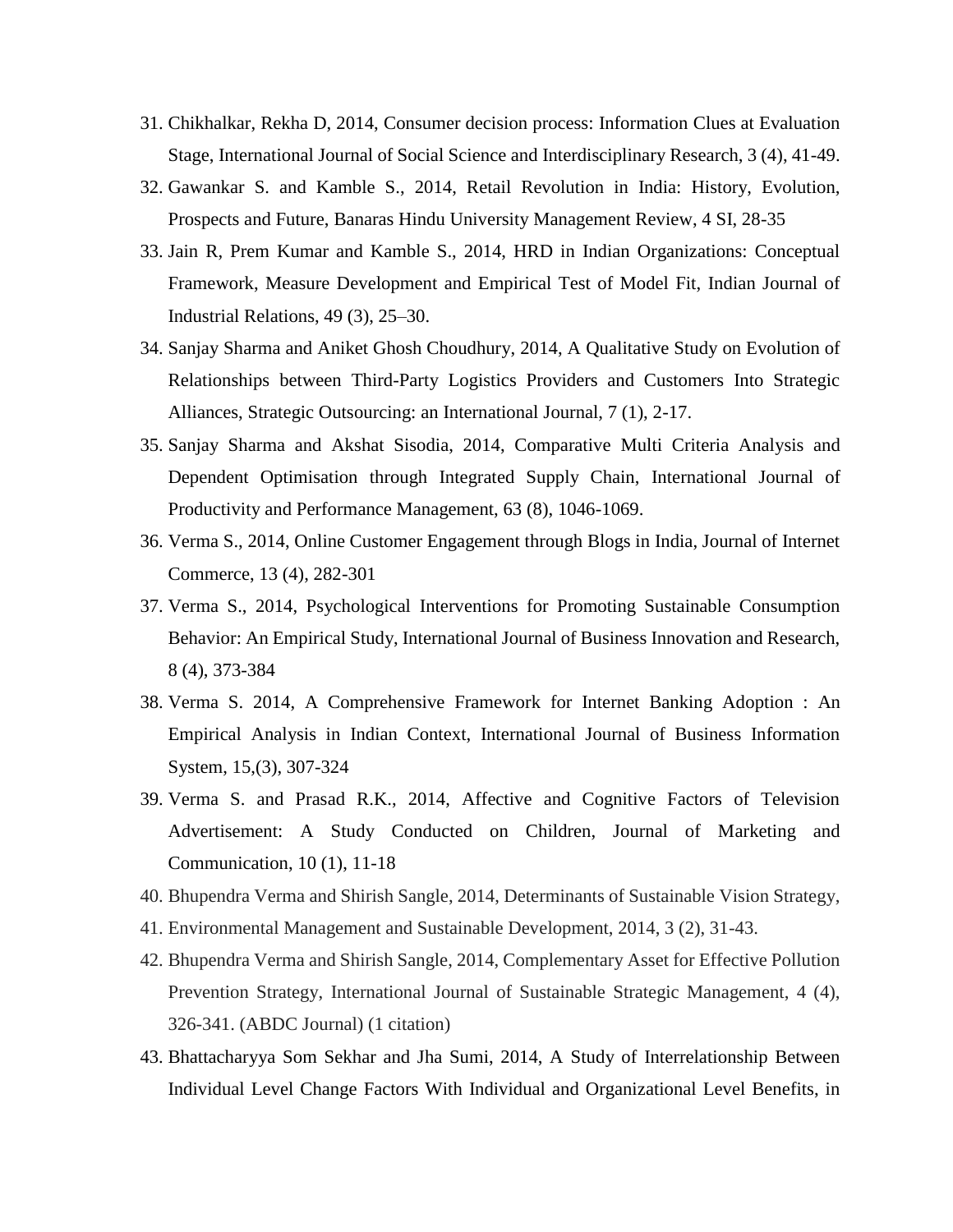31. Chikhalkar, Rekha D, 2014, Consumer decision process: Information Clues at Evaluation Stage, International Journal of Social Science and Interdisciplinary Research, 3 (4), 41-49.
32. Gawankar S. and Kamble S., 2014, Retail Revolution in India: History, Evolution, Prospects and Future, Banaras Hindu University Management Review, 4 SI, 28-35
33. Jain R, Prem Kumar and Kamble S., 2014, HRD in Indian Organizations: Conceptual Framework, Measure Development and Empirical Test of Model Fit, Indian Journal of Industrial Relations, 49 (3), 25–30.
34. Sanjay Sharma and Aniket Ghosh Choudhury, 2014, A Qualitative Study on Evolution of Relationships between Third-Party Logistics Providers and Customers Into Strategic Alliances, Strategic Outsourcing: an International Journal, 7 (1), 2-17.
35. Sanjay Sharma and Akshat Sisodia, 2014, Comparative Multi Criteria Analysis and Dependent Optimisation through Integrated Supply Chain, International Journal of Productivity and Performance Management, 63 (8), 1046-1069.
36. Verma S., 2014, Online Customer Engagement through Blogs in India, Journal of Internet Commerce, 13 (4), 282-301
37. Verma S., 2014, Psychological Interventions for Promoting Sustainable Consumption Behavior: An Empirical Study, International Journal of Business Innovation and Research, 8 (4), 373-384
38. Verma S. 2014, A Comprehensive Framework for Internet Banking Adoption : An Empirical Analysis in Indian Context, International Journal of Business Information System, 15,(3), 307-324
39. Verma S. and Prasad R.K., 2014, Affective and Cognitive Factors of Television Advertisement: A Study Conducted on Children, Journal of Marketing and Communication, 10 (1), 11-18
40. Bhupendra Verma and Shirish Sangle, 2014, Determinants of Sustainable Vision Strategy,
41. Environmental Management and Sustainable Development, 2014, 3 (2), 31-43.
42. Bhupendra Verma and Shirish Sangle, 2014, Complementary Asset for Effective Pollution Prevention Strategy, International Journal of Sustainable Strategic Management, 4 (4), 326-341. (ABDC Journal) (1 citation)
43. Bhattacharyya Som Sekhar and Jha Sumi, 2014, A Study of Interrelationship Between Individual Level Change Factors With Individual and Organizational Level Benefits, in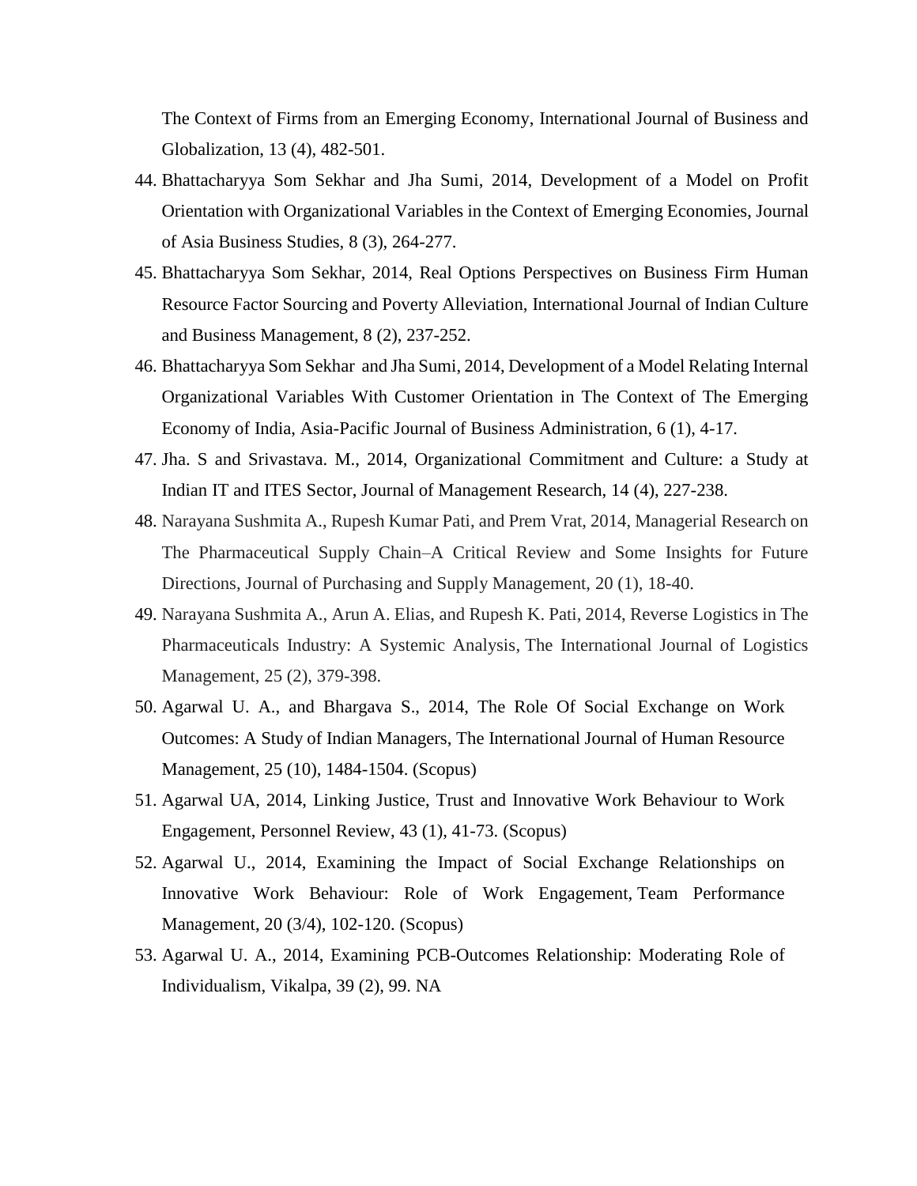The Context of Firms from an Emerging Economy, International Journal of Business and Globalization, 13 (4), 482-501.

44. Bhattacharyya Som Sekhar and Jha Sumi, 2014, Development of a Model on Profit Orientation with Organizational Variables in the Context of Emerging Economies, Journal of Asia Business Studies, 8 (3), 264-277.
45. Bhattacharyya Som Sekhar, 2014, Real Options Perspectives on Business Firm Human Resource Factor Sourcing and Poverty Alleviation, International Journal of Indian Culture and Business Management, 8 (2), 237-252.
46. Bhattacharyya Som Sekhar and Jha Sumi, 2014, Development of a Model Relating Internal Organizational Variables With Customer Orientation in The Context of The Emerging Economy of India, Asia-Pacific Journal of Business Administration, 6 (1), 4-17.
47. Jha. S and Srivastava. M., 2014, Organizational Commitment and Culture: a Study at Indian IT and ITES Sector, Journal of Management Research, 14 (4), 227-238.
48. Narayana Sushmita A., Rupesh Kumar Pati, and Prem Vrat, 2014, Managerial Research on The Pharmaceutical Supply Chain–A Critical Review and Some Insights for Future Directions, Journal of Purchasing and Supply Management, 20 (1), 18-40.
49. Narayana Sushmita A., Arun A. Elias, and Rupesh K. Pati, 2014, Reverse Logistics in The Pharmaceuticals Industry: A Systemic Analysis, The International Journal of Logistics Management, 25 (2), 379-398.
50. Agarwal U. A., and Bhargava S., 2014, The Role Of Social Exchange on Work Outcomes: A Study of Indian Managers, The International Journal of Human Resource Management, 25 (10), 1484-1504. (Scopus)
51. Agarwal UA, 2014, Linking Justice, Trust and Innovative Work Behaviour to Work Engagement, Personnel Review, 43 (1), 41-73. (Scopus)
52. Agarwal U., 2014, Examining the Impact of Social Exchange Relationships on Innovative Work Behaviour: Role of Work Engagement, Team Performance Management, 20 (3/4), 102-120. (Scopus)
53. Agarwal U. A., 2014, Examining PCB-Outcomes Relationship: Moderating Role of Individualism, Vikalpa, 39 (2), 99. NA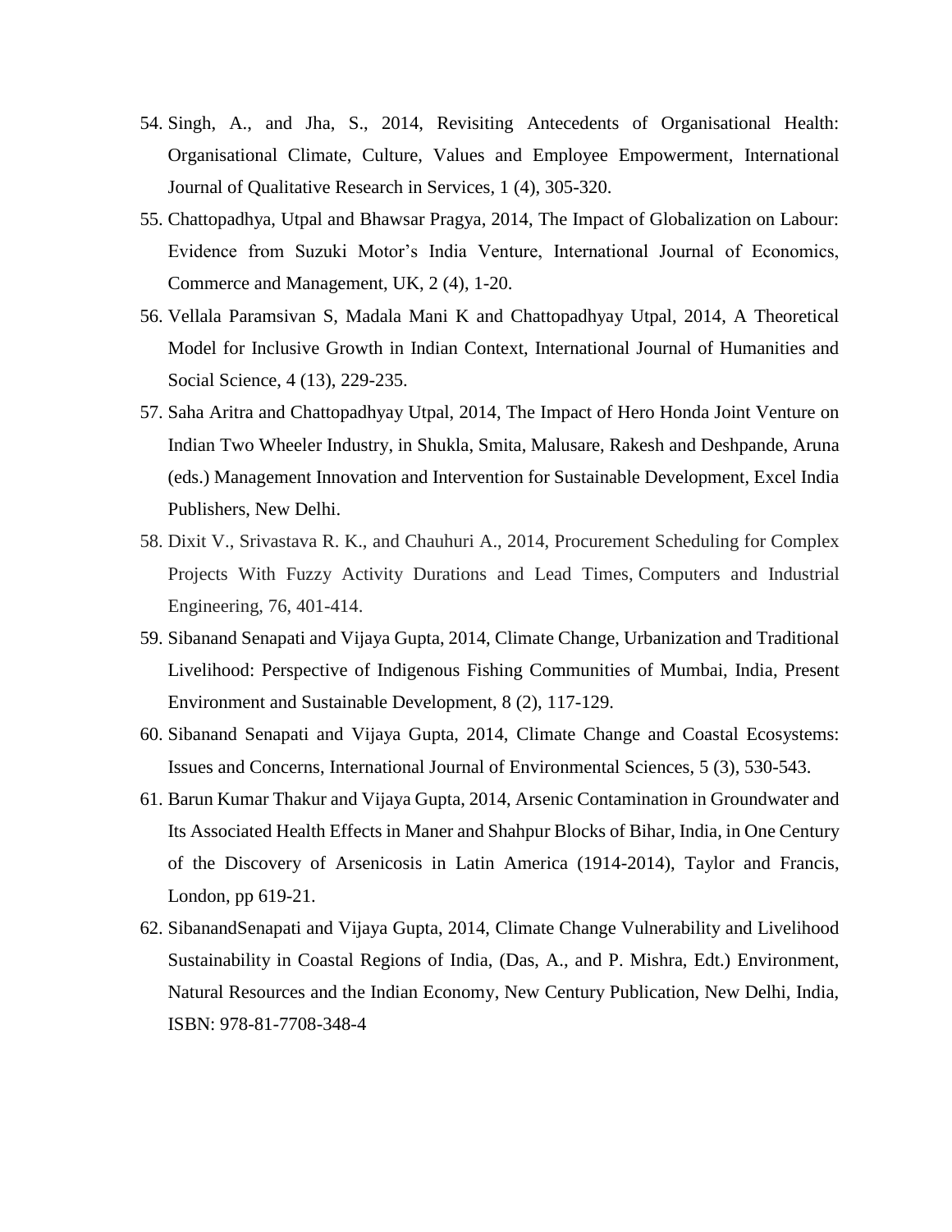54. Singh, A., and Jha, S., 2014, Revisiting Antecedents of Organisational Health: Organisational Climate, Culture, Values and Employee Empowerment, International Journal of Qualitative Research in Services, 1 (4), 305-320.
55. Chattopadhya, Utpal and Bhawsar Pragya, 2014, The Impact of Globalization on Labour: Evidence from Suzuki Motor's India Venture, International Journal of Economics, Commerce and Management, UK, 2 (4), 1-20.
56. Vellala Paramsivan S, Madala Mani K and Chattopadhyay Utpal, 2014, A Theoretical Model for Inclusive Growth in Indian Context, International Journal of Humanities and Social Science, 4 (13), 229-235.
57. Saha Aritra and Chattopadhyay Utpal, 2014, The Impact of Hero Honda Joint Venture on Indian Two Wheeler Industry, in Shukla, Smita, Malusare, Rakesh and Deshpande, Aruna (eds.) Management Innovation and Intervention for Sustainable Development, Excel India Publishers, New Delhi.
58. Dixit V., Srivastava R. K., and Chauhuri A., 2014, Procurement Scheduling for Complex Projects With Fuzzy Activity Durations and Lead Times, Computers and Industrial Engineering, 76, 401-414.
59. Sibanand Senapati and Vijaya Gupta, 2014, Climate Change, Urbanization and Traditional Livelihood: Perspective of Indigenous Fishing Communities of Mumbai, India, Present Environment and Sustainable Development, 8 (2), 117-129.
60. Sibanand Senapati and Vijaya Gupta, 2014, Climate Change and Coastal Ecosystems: Issues and Concerns, International Journal of Environmental Sciences, 5 (3), 530-543.
61. Barun Kumar Thakur and Vijaya Gupta, 2014, Arsenic Contamination in Groundwater and Its Associated Health Effects in Maner and Shahpur Blocks of Bihar, India, in One Century of the Discovery of Arsenicosis in Latin America (1914-2014), Taylor and Francis, London, pp 619-21.
62. SibanandSenapati and Vijaya Gupta, 2014, Climate Change Vulnerability and Livelihood Sustainability in Coastal Regions of India, (Das, A., and P. Mishra, Edt.) Environment, Natural Resources and the Indian Economy, New Century Publication, New Delhi, India, ISBN: 978-81-7708-348-4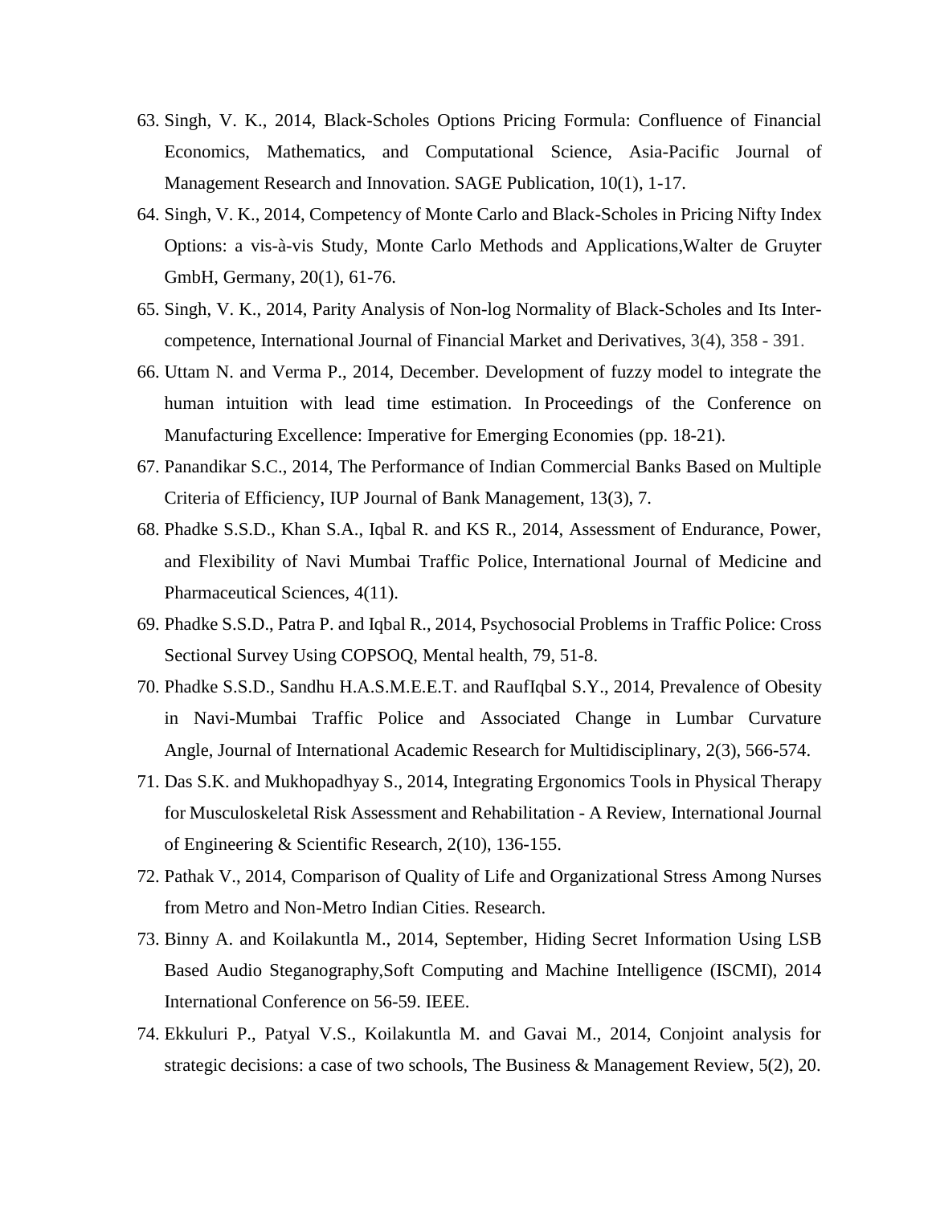63. Singh, V. K., 2014, Black-Scholes Options Pricing Formula: Confluence of Financial Economics, Mathematics, and Computational Science, Asia-Pacific Journal of Management Research and Innovation. SAGE Publication, 10(1), 1-17.
64. Singh, V. K., 2014, Competency of Monte Carlo and Black-Scholes in Pricing Nifty Index Options: a vis-à-vis Study, Monte Carlo Methods and Applications,Walter de Gruyter GmbH, Germany, 20(1), 61-76.
65. Singh, V. K., 2014, Parity Analysis of Non-log Normality of Black-Scholes and Its Inter-competence, International Journal of Financial Market and Derivatives, 3(4), 358 - 391.
66. Uttam N. and Verma P., 2014, December. Development of fuzzy model to integrate the human intuition with lead time estimation. In Proceedings of the Conference on Manufacturing Excellence: Imperative for Emerging Economies (pp. 18-21).
67. Panandikar S.C., 2014, The Performance of Indian Commercial Banks Based on Multiple Criteria of Efficiency, IUP Journal of Bank Management, 13(3), 7.
68. Phadke S.S.D., Khan S.A., Iqbal R. and KS R., 2014, Assessment of Endurance, Power, and Flexibility of Navi Mumbai Traffic Police, International Journal of Medicine and Pharmaceutical Sciences, 4(11).
69. Phadke S.S.D., Patra P. and Iqbal R., 2014, Psychosocial Problems in Traffic Police: Cross Sectional Survey Using COPSOQ, Mental health, 79, 51-8.
70. Phadke S.S.D., Sandhu H.A.S.M.E.E.T. and RaufIqbal S.Y., 2014, Prevalence of Obesity in Navi-Mumbai Traffic Police and Associated Change in Lumbar Curvature Angle, Journal of International Academic Research for Multidisciplinary, 2(3), 566-574.
71. Das S.K. and Mukhopadhyay S., 2014, Integrating Ergonomics Tools in Physical Therapy for Musculoskeletal Risk Assessment and Rehabilitation - A Review, International Journal of Engineering & Scientific Research, 2(10), 136-155.
72. Pathak V., 2014, Comparison of Quality of Life and Organizational Stress Among Nurses from Metro and Non-Metro Indian Cities. Research.
73. Binny A. and Koilakuntla M., 2014, September, Hiding Secret Information Using LSB Based Audio Steganography,Soft Computing and Machine Intelligence (ISCMI), 2014 International Conference on 56-59. IEEE.
74. Ekkuluri P., Patyal V.S., Koilakuntla M. and Gavai M., 2014, Conjoint analysis for strategic decisions: a case of two schools, The Business & Management Review, 5(2), 20.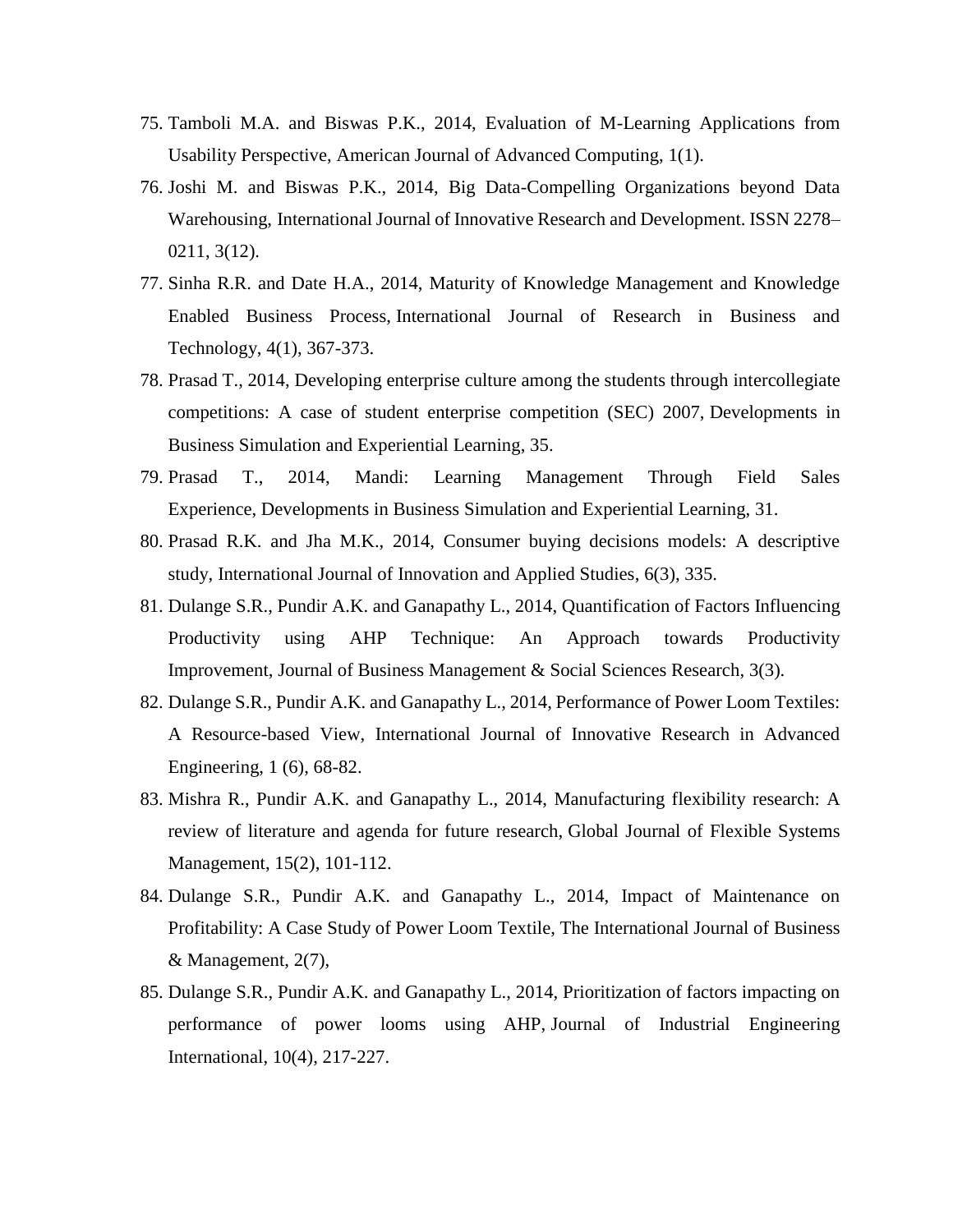75. Tamboli M.A. and Biswas P.K., 2014, Evaluation of M-Learning Applications from Usability Perspective, American Journal of Advanced Computing, 1(1).
76. Joshi M. and Biswas P.K., 2014, Big Data-Compelling Organizations beyond Data Warehousing, International Journal of Innovative Research and Development. ISSN 2278–0211, 3(12).
77. Sinha R.R. and Date H.A., 2014, Maturity of Knowledge Management and Knowledge Enabled Business Process, International Journal of Research in Business and Technology, 4(1), 367-373.
78. Prasad T., 2014, Developing enterprise culture among the students through intercollegiate competitions: A case of student enterprise competition (SEC) 2007, Developments in Business Simulation and Experiential Learning, 35.
79. Prasad T., 2014, Mandi: Learning Management Through Field Sales Experience, Developments in Business Simulation and Experiential Learning, 31.
80. Prasad R.K. and Jha M.K., 2014, Consumer buying decisions models: A descriptive study, International Journal of Innovation and Applied Studies, 6(3), 335.
81. Dulange S.R., Pundir A.K. and Ganapathy L., 2014, Quantification of Factors Influencing Productivity using AHP Technique: An Approach towards Productivity Improvement, Journal of Business Management & Social Sciences Research, 3(3).
82. Dulange S.R., Pundir A.K. and Ganapathy L., 2014, Performance of Power Loom Textiles: A Resource-based View, International Journal of Innovative Research in Advanced Engineering, 1 (6), 68-82.
83. Mishra R., Pundir A.K. and Ganapathy L., 2014, Manufacturing flexibility research: A review of literature and agenda for future research, Global Journal of Flexible Systems Management, 15(2), 101-112.
84. Dulange S.R., Pundir A.K. and Ganapathy L., 2014, Impact of Maintenance on Profitability: A Case Study of Power Loom Textile, The International Journal of Business & Management, 2(7),
85. Dulange S.R., Pundir A.K. and Ganapathy L., 2014, Prioritization of factors impacting on performance of power looms using AHP, Journal of Industrial Engineering International, 10(4), 217-227.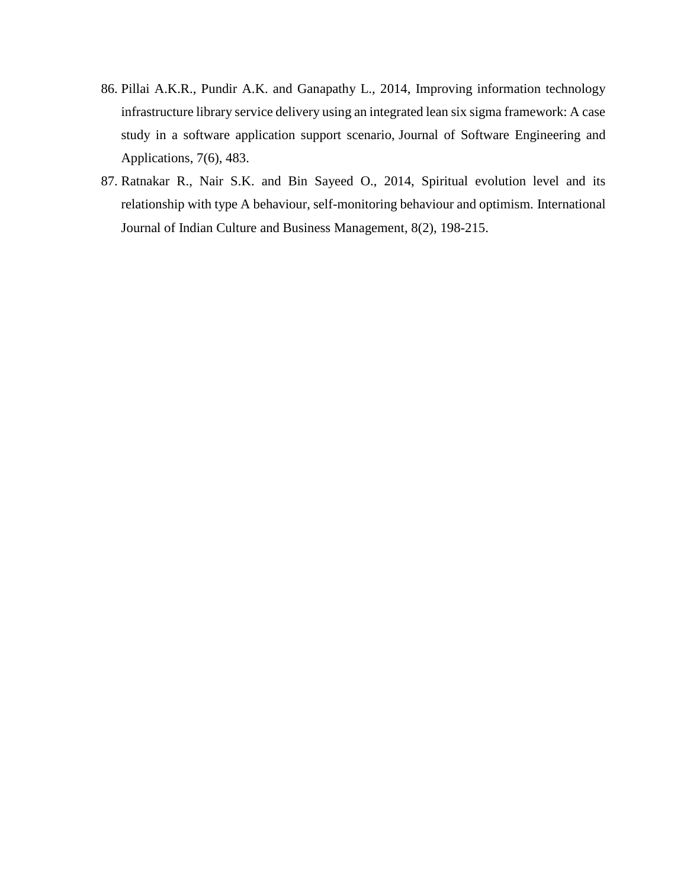86. Pillai A.K.R., Pundir A.K. and Ganapathy L., 2014, Improving information technology infrastructure library service delivery using an integrated lean six sigma framework: A case study in a software application support scenario, Journal of Software Engineering and Applications, 7(6), 483.
87. Ratnakar R., Nair S.K. and Bin Sayeed O., 2014, Spiritual evolution level and its relationship with type A behaviour, self-monitoring behaviour and optimism. International Journal of Indian Culture and Business Management, 8(2), 198-215.